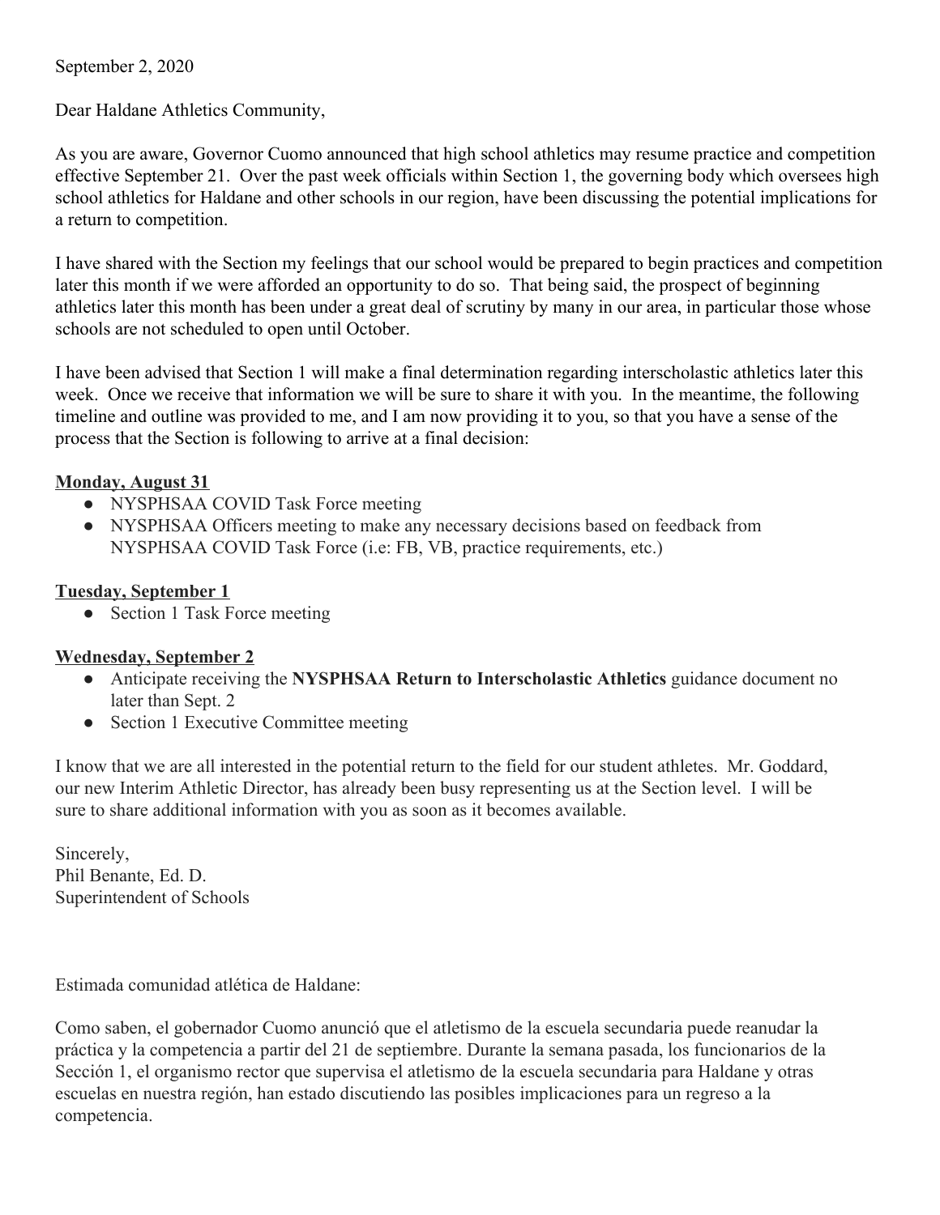September 2, 2020

Dear Haldane Athletics Community,

As you are aware, Governor Cuomo announced that high school athletics may resume practice and competition effective September 21. Over the past week officials within Section 1, the governing body which oversees high school athletics for Haldane and other schools in our region, have been discussing the potential implications for a return to competition.

I have shared with the Section my feelings that our school would be prepared to begin practices and competition later this month if we were afforded an opportunity to do so. That being said, the prospect of beginning athletics later this month has been under a great deal of scrutiny by many in our area, in particular those whose schools are not scheduled to open until October.

I have been advised that Section 1 will make a final determination regarding interscholastic athletics later this week. Once we receive that information we will be sure to share it with you. In the meantime, the following timeline and outline was provided to me, and I am now providing it to you, so that you have a sense of the process that the Section is following to arrive at a final decision:

**Monday, August 31**

- NYSPHSAA COVID Task Force meeting
- NYSPHSAA Officers meeting to make any necessary decisions based on feedback from NYSPHSAA COVID Task Force (i.e: FB, VB, practice requirements, etc.)

**Tuesday, September 1**

- Section 1 Task Force meeting

**Wednesday, September 2**

- Anticipate receiving the **NYSPHSAA Return to Interscholastic Athletics** guidance document no later than Sept. 2
- Section 1 Executive Committee meeting

I know that we are all interested in the potential return to the field for our student athletes. Mr. Goddard, our new Interim Athletic Director, has already been busy representing us at the Section level. I will be sure to share additional information with you as soon as it becomes available.

Sincerely,
Phil Benante, Ed. D.
Superintendent of Schools

Estimada comunidad atlética de Haldane:

Como saben, el gobernador Cuomo anunció que el atletismo de la escuela secundaria puede reanudar la práctica y la competencia a partir del 21 de septiembre. Durante la semana pasada, los funcionarios de la Sección 1, el organismo rector que supervisa el atletismo de la escuela secundaria para Haldane y otras escuelas en nuestra región, han estado discutiendo las posibles implicaciones para un regreso a la competencia.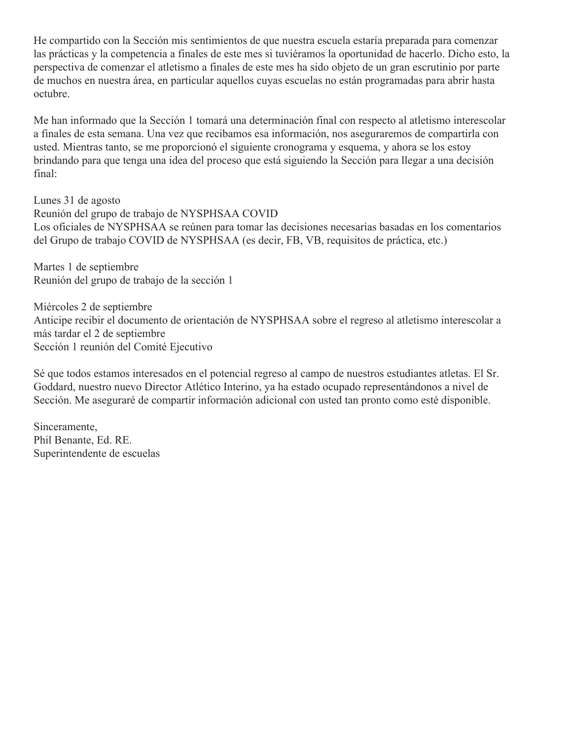He compartido con la Sección mis sentimientos de que nuestra escuela estaría preparada para comenzar las prácticas y la competencia a finales de este mes si tuviéramos la oportunidad de hacerlo. Dicho esto, la perspectiva de comenzar el atletismo a finales de este mes ha sido objeto de un gran escrutinio por parte de muchos en nuestra área, en particular aquellos cuyas escuelas no están programadas para abrir hasta octubre.

Me han informado que la Sección 1 tomará una determinación final con respecto al atletismo interescolar a finales de esta semana. Una vez que recibamos esa información, nos aseguraremos de compartirla con usted. Mientras tanto, se me proporcionó el siguiente cronograma y esquema, y ahora se los estoy brindando para que tenga una idea del proceso que está siguiendo la Sección para llegar a una decisión final:

Lunes 31 de agosto
Reunión del grupo de trabajo de NYSPHSAA COVID
Los oficiales de NYSPHSAA se reúnen para tomar las decisiones necesarias basadas en los comentarios del Grupo de trabajo COVID de NYSPHSAA (es decir, FB, VB, requisitos de práctica, etc.)

Martes 1 de septiembre
Reunión del grupo de trabajo de la sección 1

Miércoles 2 de septiembre
Anticipe recibir el documento de orientación de NYSPHSAA sobre el regreso al atletismo interescolar a más tardar el 2 de septiembre
Sección 1 reunión del Comité Ejecutivo

Sé que todos estamos interesados en el potencial regreso al campo de nuestros estudiantes atletas. El Sr. Goddard, nuestro nuevo Director Atlético Interino, ya ha estado ocupado representándonos a nivel de Sección. Me aseguraré de compartir información adicional con usted tan pronto como esté disponible.

Sinceramente,
Phil Benante, Ed. RE.
Superintendente de escuelas